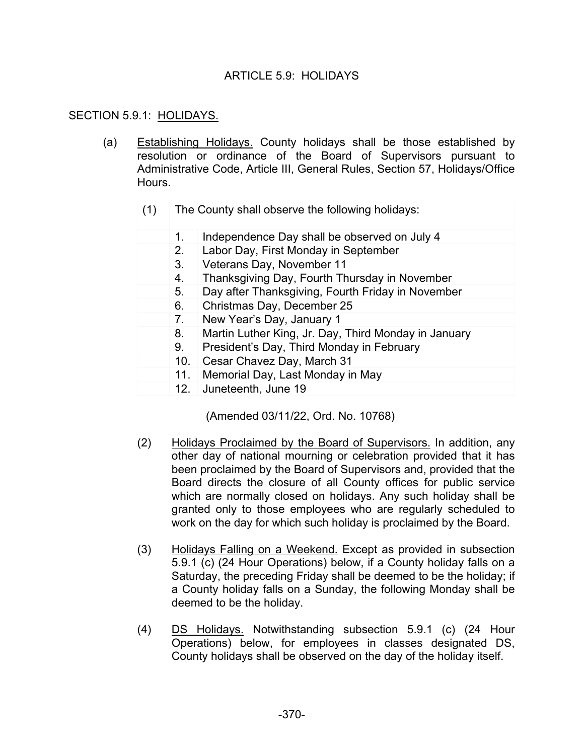# ARTICLE 5.9: HOLIDAYS

## SECTION 5.9.1: HOLIDAYS.

(a) Establishing Holidays. County holidays shall be those established by resolution or ordinance of the Board of Supervisors pursuant to Administrative Code, Article III, General Rules, Section 57, Holidays/Office Hours.

(1) The County shall observe the following holidays:

1. Independence Day shall be observed on July 4
2. Labor Day, First Monday in September
3. Veterans Day, November 11
4. Thanksgiving Day, Fourth Thursday in November
5. Day after Thanksgiving, Fourth Friday in November
6. Christmas Day, December 25
7. New Year's Day, January 1
8. Martin Luther King, Jr. Day, Third Monday in January
9. President's Day, Third Monday in February
10. Cesar Chavez Day, March 31
11. Memorial Day, Last Monday in May
12. Juneteenth, June 19

(Amended 03/11/22, Ord. No. 10768)

(2) Holidays Proclaimed by the Board of Supervisors. In addition, any other day of national mourning or celebration provided that it has been proclaimed by the Board of Supervisors and, provided that the Board directs the closure of all County offices for public service which are normally closed on holidays. Any such holiday shall be granted only to those employees who are regularly scheduled to work on the day for which such holiday is proclaimed by the Board.

(3) Holidays Falling on a Weekend. Except as provided in subsection 5.9.1 (c) (24 Hour Operations) below, if a County holiday falls on a Saturday, the preceding Friday shall be deemed to be the holiday; if a County holiday falls on a Sunday, the following Monday shall be deemed to be the holiday.

(4) DS Holidays. Notwithstanding subsection 5.9.1 (c) (24 Hour Operations) below, for employees in classes designated DS, County holidays shall be observed on the day of the holiday itself.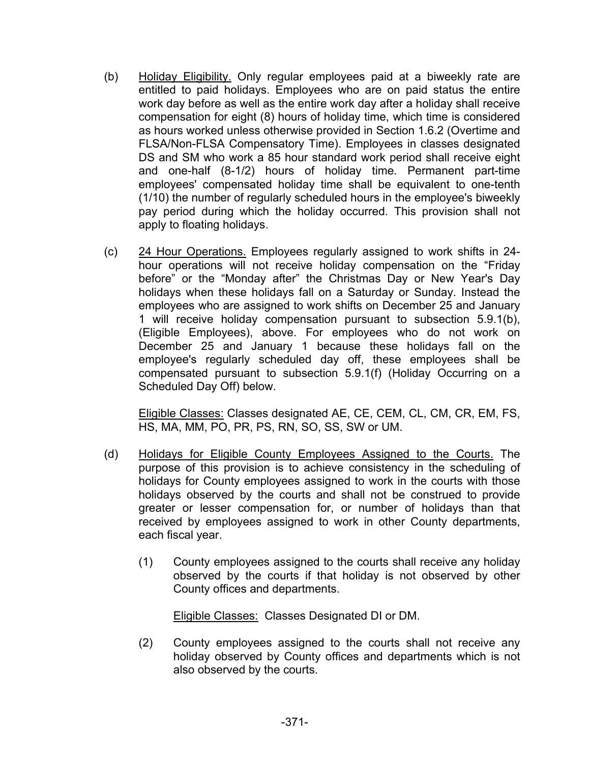(b) Holiday Eligibility. Only regular employees paid at a biweekly rate are entitled to paid holidays. Employees who are on paid status the entire work day before as well as the entire work day after a holiday shall receive compensation for eight (8) hours of holiday time, which time is considered as hours worked unless otherwise provided in Section 1.6.2 (Overtime and FLSA/Non-FLSA Compensatory Time). Employees in classes designated DS and SM who work a 85 hour standard work period shall receive eight and one-half (8-1/2) hours of holiday time. Permanent part-time employees' compensated holiday time shall be equivalent to one-tenth (1/10) the number of regularly scheduled hours in the employee's biweekly pay period during which the holiday occurred. This provision shall not apply to floating holidays.

(c) 24 Hour Operations. Employees regularly assigned to work shifts in 24-hour operations will not receive holiday compensation on the "Friday before" or the "Monday after" the Christmas Day or New Year's Day holidays when these holidays fall on a Saturday or Sunday. Instead the employees who are assigned to work shifts on December 25 and January 1 will receive holiday compensation pursuant to subsection 5.9.1(b), (Eligible Employees), above. For employees who do not work on December 25 and January 1 because these holidays fall on the employee's regularly scheduled day off, these employees shall be compensated pursuant to subsection 5.9.1(f) (Holiday Occurring on a Scheduled Day Off) below.

Eligible Classes: Classes designated AE, CE, CEM, CL, CM, CR, EM, FS, HS, MA, MM, PO, PR, PS, RN, SO, SS, SW or UM.

(d) Holidays for Eligible County Employees Assigned to the Courts. The purpose of this provision is to achieve consistency in the scheduling of holidays for County employees assigned to work in the courts with those holidays observed by the courts and shall not be construed to provide greater or lesser compensation for, or number of holidays than that received by employees assigned to work in other County departments, each fiscal year.

(1) County employees assigned to the courts shall receive any holiday observed by the courts if that holiday is not observed by other County offices and departments.

Eligible Classes: Classes Designated DI or DM.

(2) County employees assigned to the courts shall not receive any holiday observed by County offices and departments which is not also observed by the courts.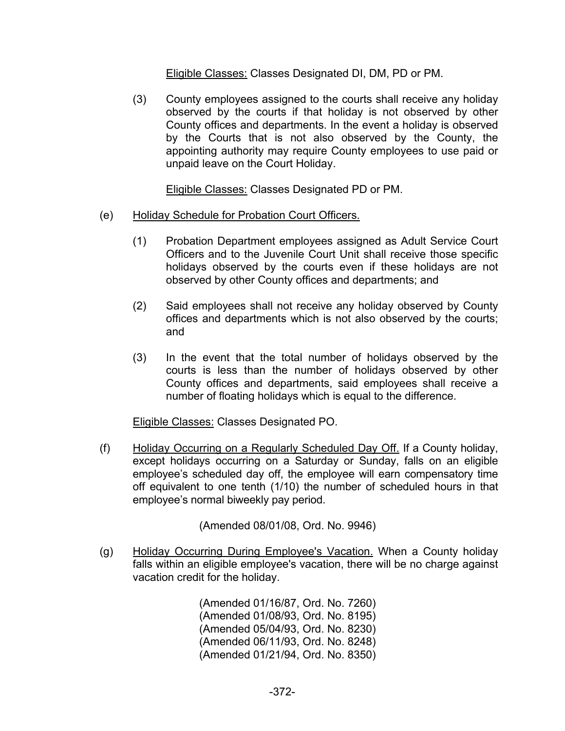<u>Eligible Classes:</u> Classes Designated DI, DM, PD or PM.

(3) County employees assigned to the courts shall receive any holiday observed by the courts if that holiday is not observed by other County offices and departments. In the event a holiday is observed by the Courts that is not also observed by the County, the appointing authority may require County employees to use paid or unpaid leave on the Court Holiday.

<u>Eligible Classes:</u> Classes Designated PD or PM.

(e) <u>Holiday Schedule for Probation Court Officers.</u>

(1) Probation Department employees assigned as Adult Service Court Officers and to the Juvenile Court Unit shall receive those specific holidays observed by the courts even if these holidays are not observed by other County offices and departments; and

(2) Said employees shall not receive any holiday observed by County offices and departments which is not also observed by the courts; and

(3) In the event that the total number of holidays observed by the courts is less than the number of holidays observed by other County offices and departments, said employees shall receive a number of floating holidays which is equal to the difference.

<u>Eligible Classes:</u> Classes Designated PO.

(f) <u>Holiday Occurring on a Regularly Scheduled Day Off.</u> If a County holiday, except holidays occurring on a Saturday or Sunday, falls on an eligible employee's scheduled day off, the employee will earn compensatory time off equivalent to one tenth (1/10) the number of scheduled hours in that employee's normal biweekly pay period.

(Amended 08/01/08, Ord. No. 9946)

(g) <u>Holiday Occurring During Employee's Vacation.</u> When a County holiday falls within an eligible employee's vacation, there will be no charge against vacation credit for the holiday.

(Amended 01/16/87, Ord. No. 7260)
(Amended 01/08/93, Ord. No. 8195)
(Amended 05/04/93, Ord. No. 8230)
(Amended 06/11/93, Ord. No. 8248)
(Amended 01/21/94, Ord. No. 8350)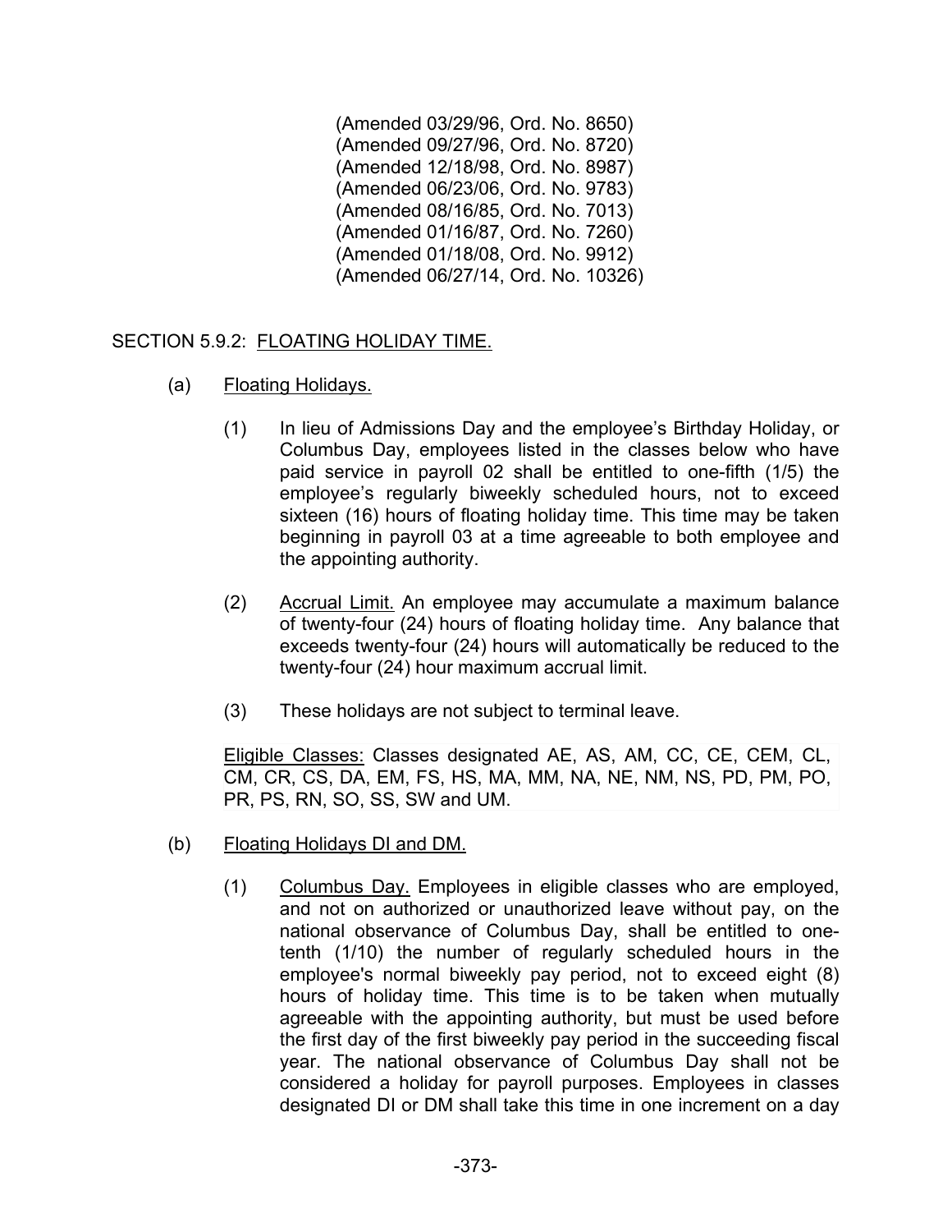(Amended 03/29/96, Ord. No. 8650)
(Amended 09/27/96, Ord. No. 8720)
(Amended 12/18/98, Ord. No. 8987)
(Amended 06/23/06, Ord. No. 9783)
(Amended 08/16/85, Ord. No. 7013)
(Amended 01/16/87, Ord. No. 7260)
(Amended 01/18/08, Ord. No. 9912)
(Amended 06/27/14, Ord. No. 10326)

SECTION 5.9.2: <u>FLOATING HOLIDAY TIME.</u>

(a) <u>Floating Holidays.</u>

(1) In lieu of Admissions Day and the employee's Birthday Holiday, or Columbus Day, employees listed in the classes below who have paid service in payroll 02 shall be entitled to one-fifth (1/5) the employee's regularly biweekly scheduled hours, not to exceed sixteen (16) hours of floating holiday time. This time may be taken beginning in payroll 03 at a time agreeable to both employee and the appointing authority.

(2) <u>Accrual Limit.</u> An employee may accumulate a maximum balance of twenty-four (24) hours of floating holiday time. Any balance that exceeds twenty-four (24) hours will automatically be reduced to the twenty-four (24) hour maximum accrual limit.

(3) These holidays are not subject to terminal leave.

<u>Eligible Classes:</u> Classes designated AE, AS, AM, CC, CE, CEM, CL, CM, CR, CS, DA, EM, FS, HS, MA, MM, NA, NE, NM, NS, PD, PM, PO, PR, PS, RN, SO, SS, SW and UM.

(b) <u>Floating Holidays DI and DM.</u>

(1) <u>Columbus Day.</u> Employees in eligible classes who are employed, and not on authorized or unauthorized leave without pay, on the national observance of Columbus Day, shall be entitled to one-tenth (1/10) the number of regularly scheduled hours in the employee's normal biweekly pay period, not to exceed eight (8) hours of holiday time. This time is to be taken when mutually agreeable with the appointing authority, but must be used before the first day of the first biweekly pay period in the succeeding fiscal year. The national observance of Columbus Day shall not be considered a holiday for payroll purposes. Employees in classes designated DI or DM shall take this time in one increment on a day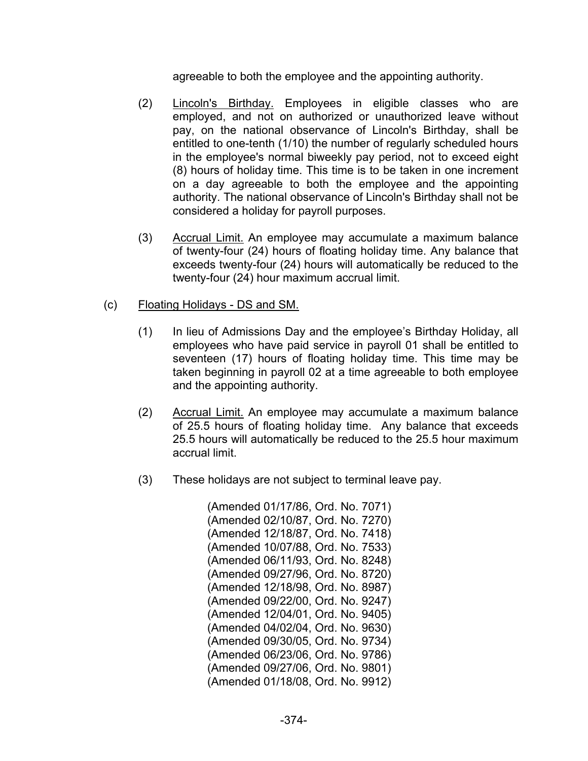agreeable to both the employee and the appointing authority.

(2) Lincoln's Birthday. Employees in eligible classes who are employed, and not on authorized or unauthorized leave without pay, on the national observance of Lincoln's Birthday, shall be entitled to one-tenth (1/10) the number of regularly scheduled hours in the employee's normal biweekly pay period, not to exceed eight (8) hours of holiday time. This time is to be taken in one increment on a day agreeable to both the employee and the appointing authority. The national observance of Lincoln's Birthday shall not be considered a holiday for payroll purposes.

(3) Accrual Limit. An employee may accumulate a maximum balance of twenty-four (24) hours of floating holiday time. Any balance that exceeds twenty-four (24) hours will automatically be reduced to the twenty-four (24) hour maximum accrual limit.

(c) Floating Holidays - DS and SM.

(1) In lieu of Admissions Day and the employee's Birthday Holiday, all employees who have paid service in payroll 01 shall be entitled to seventeen (17) hours of floating holiday time. This time may be taken beginning in payroll 02 at a time agreeable to both employee and the appointing authority.

(2) Accrual Limit. An employee may accumulate a maximum balance of 25.5 hours of floating holiday time. Any balance that exceeds 25.5 hours will automatically be reduced to the 25.5 hour maximum accrual limit.

(3) These holidays are not subject to terminal leave pay.

(Amended 01/17/86, Ord. No. 7071)
(Amended 02/10/87, Ord. No. 7270)
(Amended 12/18/87, Ord. No. 7418)
(Amended 10/07/88, Ord. No. 7533)
(Amended 06/11/93, Ord. No. 8248)
(Amended 09/27/96, Ord. No. 8720)
(Amended 12/18/98, Ord. No. 8987)
(Amended 09/22/00, Ord. No. 9247)
(Amended 12/04/01, Ord. No. 9405)
(Amended 04/02/04, Ord. No. 9630)
(Amended 09/30/05, Ord. No. 9734)
(Amended 06/23/06, Ord. No. 9786)
(Amended 09/27/06, Ord. No. 9801)
(Amended 01/18/08, Ord. No. 9912)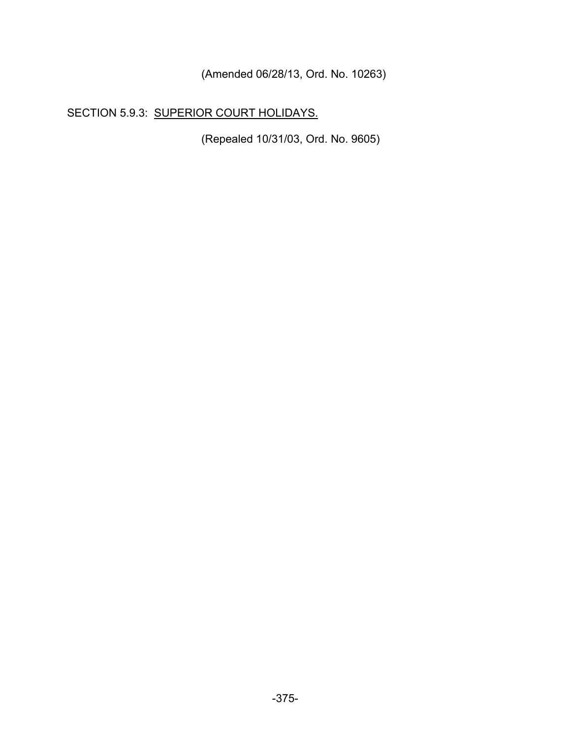(Amended 06/28/13, Ord. No. 10263)

SECTION 5.9.3: SUPERIOR COURT HOLIDAYS.

(Repealed 10/31/03, Ord. No. 9605)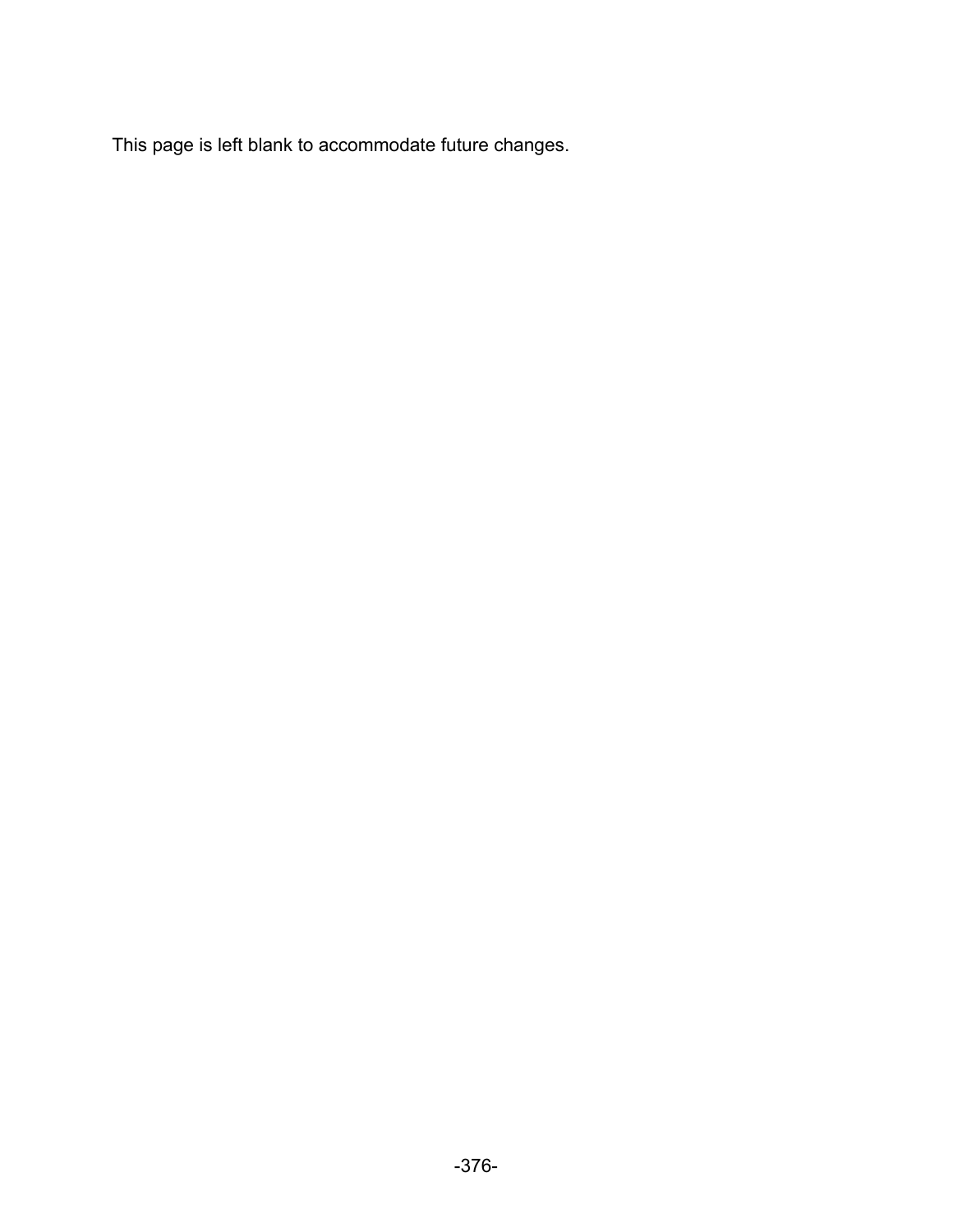This page is left blank to accommodate future changes.